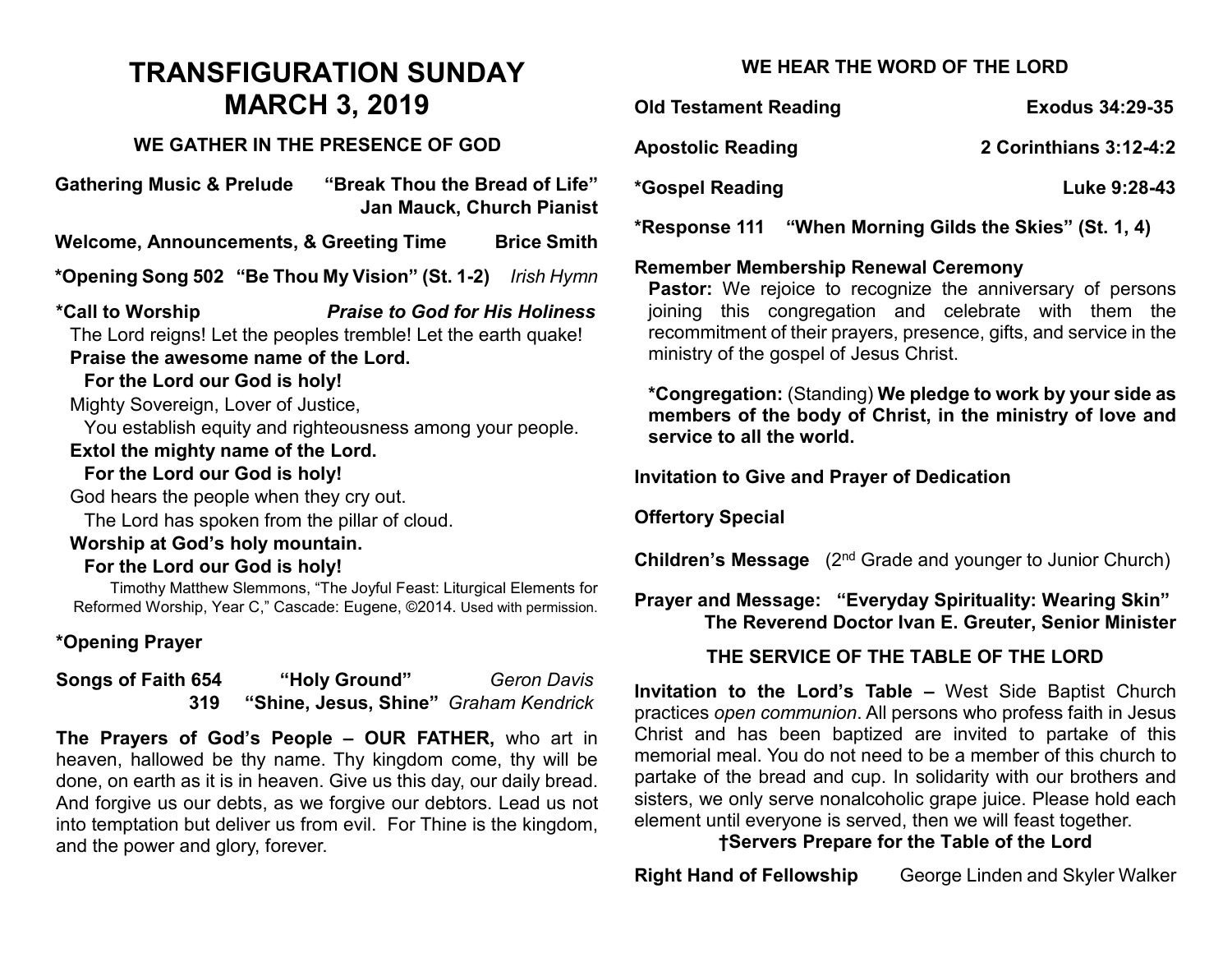# TRANSFIGURATION SUNDAY
# MARCH 3, 2019

### WE GATHER IN THE PRESENCE OF GOD

**Gathering Music & Prelude** **"Break Thou the Bread of Life"**
**Jan Mauck, Church Pianist**

**Welcome, Announcements, & Greeting Time** **Brice Smith**

**\*Opening Song 502 "Be Thou My Vision" (St. 1-2)** *Irish Hymn*

**\*Call to Worship** ***Praise to God for His Holiness***

The Lord reigns! Let the peoples tremble! Let the earth quake!
**Praise the awesome name of the Lord.**
**For the Lord our God is holy!**
Mighty Sovereign, Lover of Justice,
You establish equity and righteousness among your people.
**Extol the mighty name of the Lord.**
**For the Lord our God is holy!**
God hears the people when they cry out.
The Lord has spoken from the pillar of cloud.
**Worship at God's holy mountain.**
**For the Lord our God is holy!**

Timothy Matthew Slemmons, "The Joyful Feast: Liturgical Elements for Reformed Worship, Year C," Cascade: Eugene, ©2014. Used with permission.

**\*Opening Prayer**

**Songs of Faith 654** **"Holy Ground"** *Geron Davis*
**319** **"Shine, Jesus, Shine"** *Graham Kendrick*

**The Prayers of God's People – OUR FATHER,** who art in heaven, hallowed be thy name. Thy kingdom come, thy will be done, on earth as it is in heaven. Give us this day, our daily bread. And forgive us our debts, as we forgive our debtors. Lead us not into temptation but deliver us from evil. For Thine is the kingdom, and the power and glory, forever.

### WE HEAR THE WORD OF THE LORD

**Old Testament Reading** **Exodus 34:29-35**

**Apostolic Reading** **2 Corinthians 3:12-4:2**

**\*Gospel Reading** **Luke 9:28-43**

**\*Response 111 "When Morning Gilds the Skies" (St. 1, 4)**

**Remember Membership Renewal Ceremony**

**Pastor:** We rejoice to recognize the anniversary of persons joining this congregation and celebrate with them the recommitment of their prayers, presence, gifts, and service in the ministry of the gospel of Jesus Christ.

**\*Congregation:** (Standing) **We pledge to work by your side as members of the body of Christ, in the ministry of love and service to all the world.**

**Invitation to Give and Prayer of Dedication**

**Offertory Special**

**Children's Message** (2nd Grade and younger to Junior Church)

**Prayer and Message: "Everyday Spirituality: Wearing Skin"**
**The Reverend Doctor Ivan E. Greuter, Senior Minister**

### THE SERVICE OF THE TABLE OF THE LORD

**Invitation to the Lord's Table –** West Side Baptist Church practices *open communion*. All persons who profess faith in Jesus Christ and has been baptized are invited to partake of this memorial meal. You do not need to be a member of this church to partake of the bread and cup. In solidarity with our brothers and sisters, we only serve nonalcoholic grape juice. Please hold each element until everyone is served, then we will feast together.

**†Servers Prepare for the Table of the Lord**

**Right Hand of Fellowship** George Linden and Skyler Walker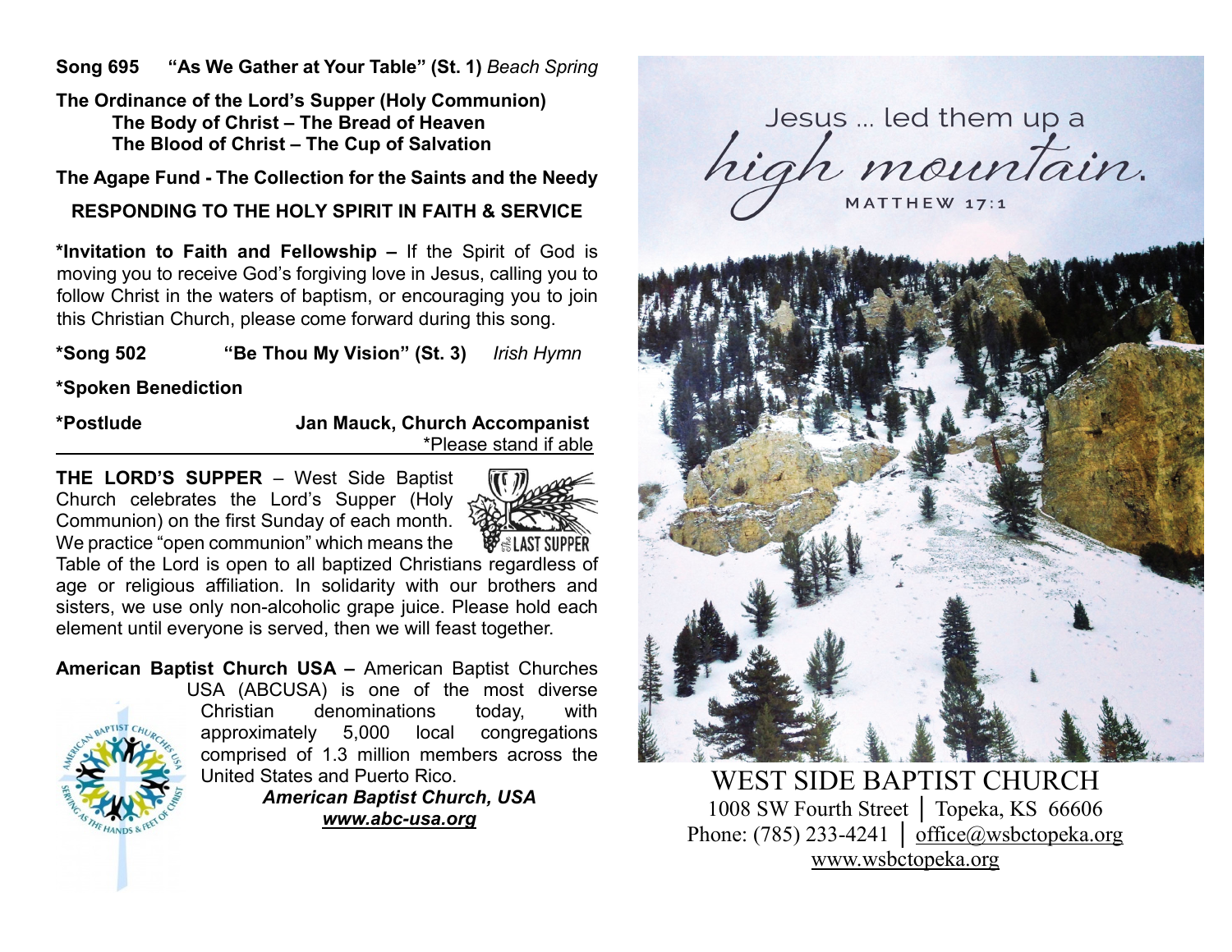**Song 695 "As We Gather at Your Table" (St. 1)** *Beach Spring*

**The Ordinance of the Lord's Supper (Holy Communion)**
**The Body of Christ – The Bread of Heaven**
**The Blood of Christ – The Cup of Salvation**

**The Agape Fund - The Collection for the Saints and the Needy**

**RESPONDING TO THE HOLY SPIRIT IN FAITH & SERVICE**

**\*Invitation to Faith and Fellowship –** If the Spirit of God is moving you to receive God's forgiving love in Jesus, calling you to follow Christ in the waters of baptism, or encouraging you to join this Christian Church, please come forward during this song.

**\*Song 502 "Be Thou My Vision" (St. 3)** *Irish Hymn*

**\*Spoken Benediction**

**\*Postlude** **Jan Mauck, Church Accompanist**

\*Please stand if able

---

**THE LORD'S SUPPER** – West Side Baptist Church celebrates the Lord's Supper (Holy Communion) on the first Sunday of each month. We practice "open communion" which means the Table of the Lord is open to all baptized Christians regardless of age or religious affiliation. In solidarity with our brothers and sisters, we use only non-alcoholic grape juice. Please hold each element until everyone is served, then we will feast together.

The Last Supper

**American Baptist Church USA –** American Baptist Churches USA (ABCUSA) is one of the most diverse Christian denominations today, with approximately 5,000 local congregations comprised of 1.3 million members across the United States and Puerto Rico.

American Baptist Churches USA – Serving as the Hands & Feet of Christ

***American Baptist Church, USA***
***www.abc-usa.org***

Jesus ... led them up a *high mountain.*
MATTHEW 17:1

WEST SIDE BAPTIST CHURCH
1008 SW Fourth Street | Topeka, KS 66606
Phone: (785) 233-4241 | office@wsbctopeka.org
www.wsbctopeka.org